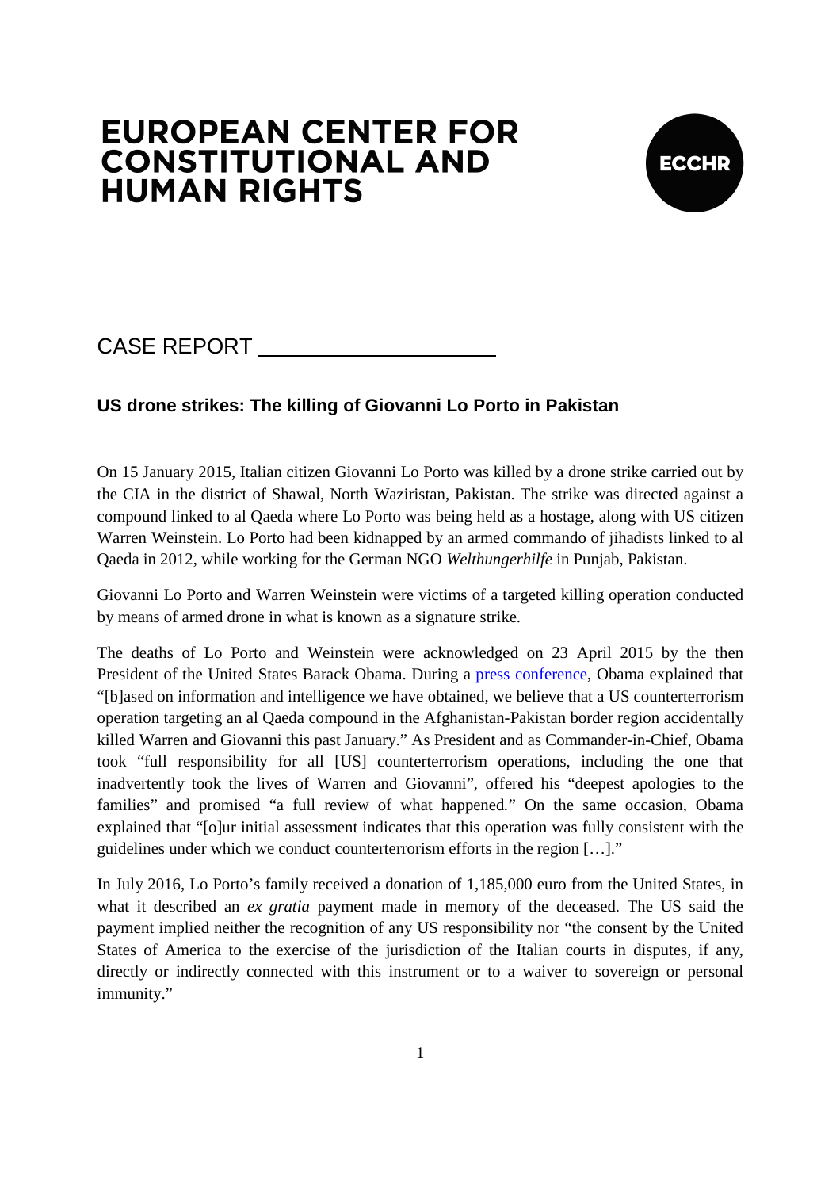# EUROPEAN CENTER FOR CONSTITUTIONAL AND HUMAN RIGHTS

ECCHR

CASE REPORT

## US drone strikes: The killing of Giovanni Lo Porto in Pakistan

On 15 January 2015, Italian citizen Giovanni Lo Porto was killed by a drone strike carried out by the CIA in the district of Shawal, North Waziristan, Pakistan. The strike was directed against a compound linked to al Qaeda where Lo Porto was being held as a hostage, along with US citizen Warren Weinstein. Lo Porto had been kidnapped by an armed commando of jihadists linked to al Qaeda in 2012, while working for the German NGO *Welthungerhilfe* in Punjab, Pakistan.

Giovanni Lo Porto and Warren Weinstein were victims of a targeted killing operation conducted by means of armed drone in what is known as a signature strike.

The deaths of Lo Porto and Weinstein were acknowledged on 23 April 2015 by the then President of the United States Barack Obama. During a press conference, Obama explained that "[b]ased on information and intelligence we have obtained, we believe that a US counterterrorism operation targeting an al Qaeda compound in the Afghanistan-Pakistan border region accidentally killed Warren and Giovanni this past January." As President and as Commander-in-Chief, Obama took "full responsibility for all [US] counterterrorism operations, including the one that inadvertently took the lives of Warren and Giovanni", offered his "deepest apologies to the families" and promised "a full review of what happened." On the same occasion, Obama explained that "[o]ur initial assessment indicates that this operation was fully consistent with the guidelines under which we conduct counterterrorism efforts in the region […]."

In July 2016, Lo Porto's family received a donation of 1,185,000 euro from the United States, in what it described an *ex gratia* payment made in memory of the deceased. The US said the payment implied neither the recognition of any US responsibility nor "the consent by the United States of America to the exercise of the jurisdiction of the Italian courts in disputes, if any, directly or indirectly connected with this instrument or to a waiver to sovereign or personal immunity."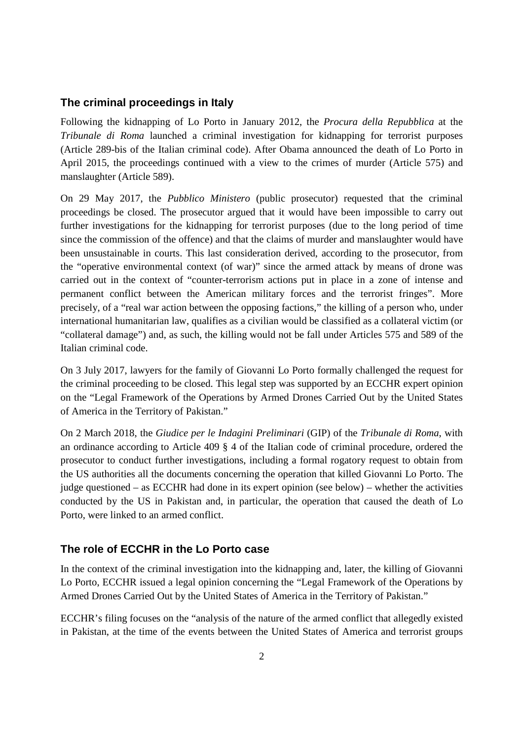## The criminal proceedings in Italy

Following the kidnapping of Lo Porto in January 2012, the *Procura della Repubblica* at the *Tribunale di Roma* launched a criminal investigation for kidnapping for terrorist purposes (Article 289-bis of the Italian criminal code). After Obama announced the death of Lo Porto in April 2015, the proceedings continued with a view to the crimes of murder (Article 575) and manslaughter (Article 589).

On 29 May 2017, the *Pubblico Ministero* (public prosecutor) requested that the criminal proceedings be closed. The prosecutor argued that it would have been impossible to carry out further investigations for the kidnapping for terrorist purposes (due to the long period of time since the commission of the offence) and that the claims of murder and manslaughter would have been unsustainable in courts. This last consideration derived, according to the prosecutor, from the "operative environmental context (of war)" since the armed attack by means of drone was carried out in the context of "counter-terrorism actions put in place in a zone of intense and permanent conflict between the American military forces and the terrorist fringes". More precisely, of a "real war action between the opposing factions," the killing of a person who, under international humanitarian law, qualifies as a civilian would be classified as a collateral victim (or "collateral damage") and, as such, the killing would not be fall under Articles 575 and 589 of the Italian criminal code.

On 3 July 2017, lawyers for the family of Giovanni Lo Porto formally challenged the request for the criminal proceeding to be closed. This legal step was supported by an ECCHR expert opinion on the "Legal Framework of the Operations by Armed Drones Carried Out by the United States of America in the Territory of Pakistan."

On 2 March 2018, the *Giudice per le Indagini Preliminari* (GIP) of the *Tribunale di Roma*, with an ordinance according to Article 409 § 4 of the Italian code of criminal procedure, ordered the prosecutor to conduct further investigations, including a formal rogatory request to obtain from the US authorities all the documents concerning the operation that killed Giovanni Lo Porto. The judge questioned – as ECCHR had done in its expert opinion (see below) – whether the activities conducted by the US in Pakistan and, in particular, the operation that caused the death of Lo Porto, were linked to an armed conflict.

## The role of ECCHR in the Lo Porto case

In the context of the criminal investigation into the kidnapping and, later, the killing of Giovanni Lo Porto, ECCHR issued a legal opinion concerning the "Legal Framework of the Operations by Armed Drones Carried Out by the United States of America in the Territory of Pakistan."

ECCHR's filing focuses on the "analysis of the nature of the armed conflict that allegedly existed in Pakistan, at the time of the events between the United States of America and terrorist groups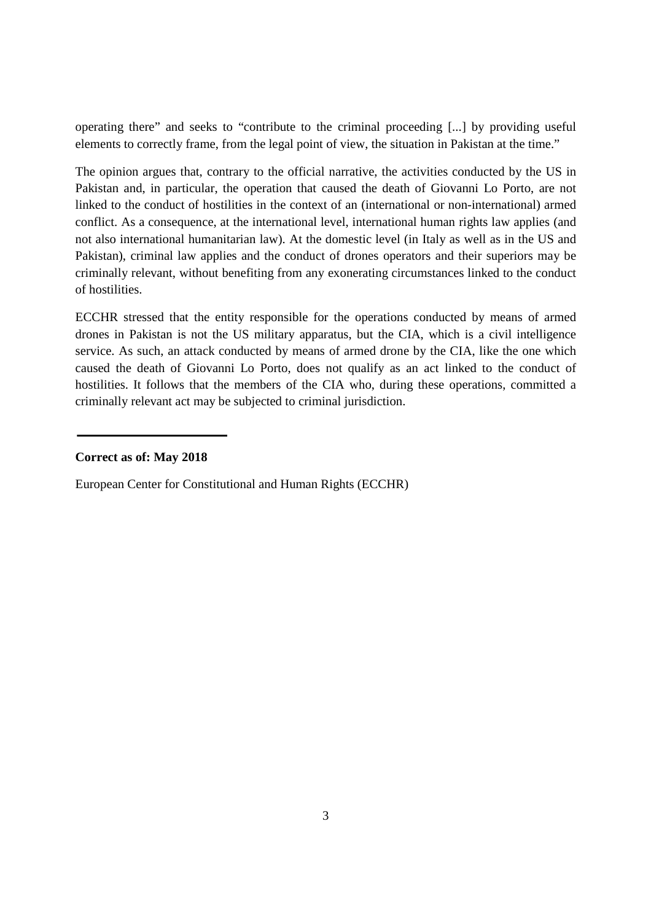operating there" and seeks to "contribute to the criminal proceeding [...] by providing useful elements to correctly frame, from the legal point of view, the situation in Pakistan at the time."

The opinion argues that, contrary to the official narrative, the activities conducted by the US in Pakistan and, in particular, the operation that caused the death of Giovanni Lo Porto, are not linked to the conduct of hostilities in the context of an (international or non-international) armed conflict. As a consequence, at the international level, international human rights law applies (and not also international humanitarian law). At the domestic level (in Italy as well as in the US and Pakistan), criminal law applies and the conduct of drones operators and their superiors may be criminally relevant, without benefiting from any exonerating circumstances linked to the conduct of hostilities.

ECCHR stressed that the entity responsible for the operations conducted by means of armed drones in Pakistan is not the US military apparatus, but the CIA, which is a civil intelligence service. As such, an attack conducted by means of armed drone by the CIA, like the one which caused the death of Giovanni Lo Porto, does not qualify as an act linked to the conduct of hostilities. It follows that the members of the CIA who, during these operations, committed a criminally relevant act may be subjected to criminal jurisdiction.

---

**Correct as of: May 2018**

European Center for Constitutional and Human Rights (ECCHR)